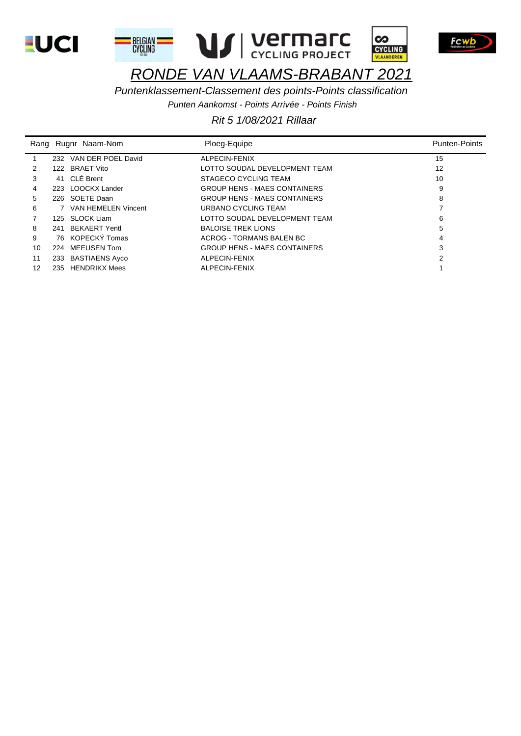# *RONDE VAN VLAAMS-BRABANT 2021*

*Puntenklassement-Classement des points-Points classification*

*Punten Aankomst - Points Arrivée - Points Finish*

*Rit 5 1/08/2021 Rillaar*

| Rang | Rugnr | Naam-Nom | Ploeg-Equipe | Punten-Points |
|---|---|---|---|---|
| 1 | 232 | VAN DER POEL David | ALPECIN-FENIX | 15 |
| 2 | 122 | BRAET Vito | LOTTO SOUDAL DEVELOPMENT TEAM | 12 |
| 3 | 41 | CLÉ Brent | STAGECO CYCLING TEAM | 10 |
| 4 | 223 | LOOCKX Lander | GROUP HENS - MAES CONTAINERS | 9 |
| 5 | 226 | SOETE Daan | GROUP HENS - MAES CONTAINERS | 8 |
| 6 | 7 | VAN HEMELEN Vincent | URBANO CYCLING TEAM | 7 |
| 7 | 125 | SLOCK Liam | LOTTO SOUDAL DEVELOPMENT TEAM | 6 |
| 8 | 241 | BEKAERT Yentl | BALOISE TREK LIONS | 5 |
| 9 | 76 | KOPECKÝ Tomas | ACROG - TORMANS BALEN BC | 4 |
| 10 | 224 | MEEUSEN Tom | GROUP HENS - MAES CONTAINERS | 3 |
| 11 | 233 | BASTIAENS Ayco | ALPECIN-FENIX | 2 |
| 12 | 235 | HENDRIKX Mees | ALPECIN-FENIX | 1 |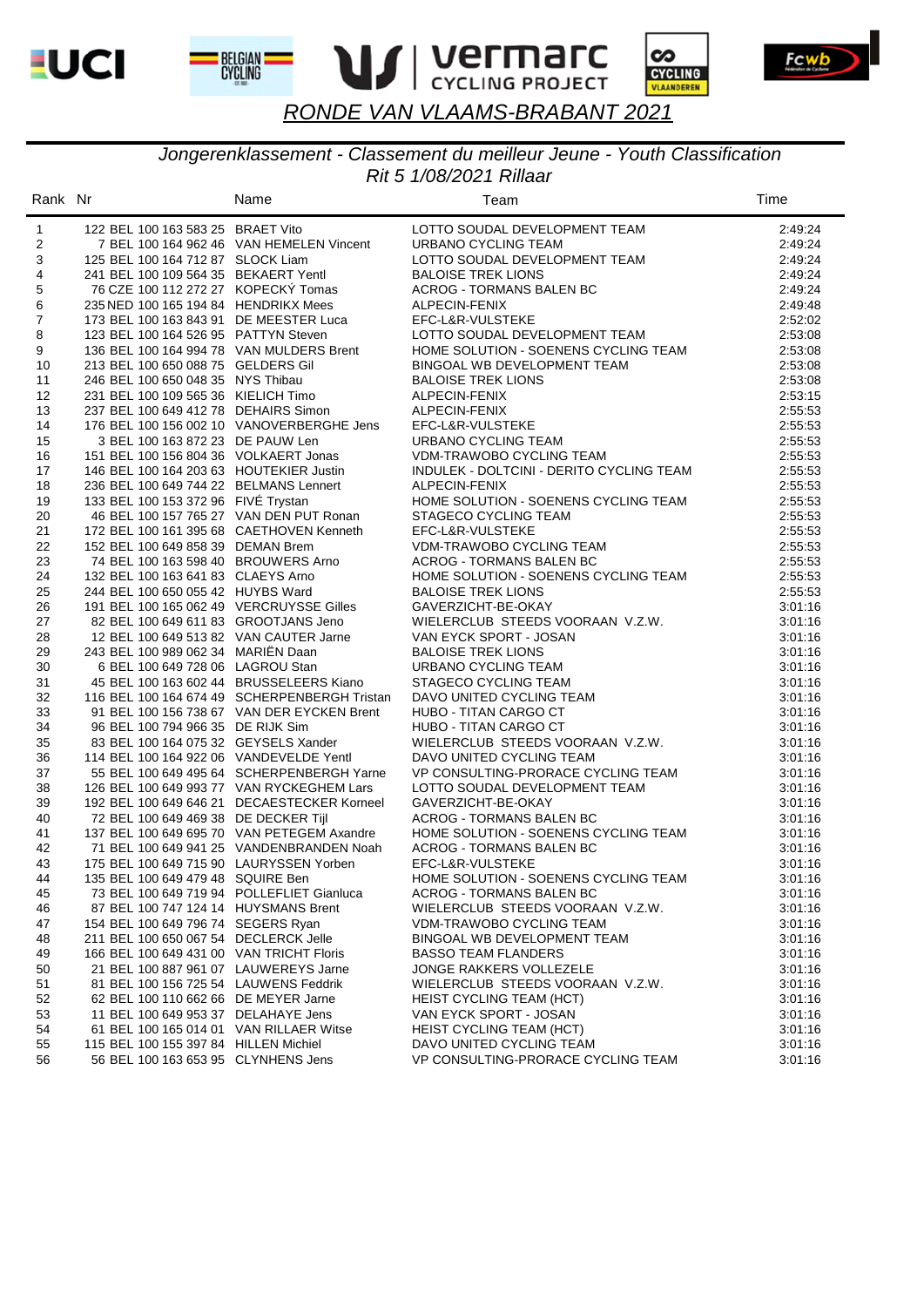# RONDE VAN VLAAMS-BRABANT 2021

## Jongerenklassement - Classement du meilleur Jeune - Youth Classification

### Rit 5 1/08/2021 Rillaar

| Rank | Nr | Name | Team | Time |
|---|---|---|---|---|
| 1 | 122 BEL 100 163 583 25 | BRAET Vito | LOTTO SOUDAL DEVELOPMENT TEAM | 2:49:24 |
| 2 | 7 BEL 100 164 962 46 | VAN HEMELEN Vincent | URBANO CYCLING TEAM | 2:49:24 |
| 3 | 125 BEL 100 164 712 87 | SLOCK Liam | LOTTO SOUDAL DEVELOPMENT TEAM | 2:49:24 |
| 4 | 241 BEL 100 109 564 35 | BEKAERT Yentl | BALOISE TREK LIONS | 2:49:24 |
| 5 | 76 CZE 100 112 272 27 | KOPECKÝ Tomas | ACROG - TORMANS BALEN BC | 2:49:24 |
| 6 | 235 NED 100 165 194 84 | HENDRIKX Mees | ALPECIN-FENIX | 2:49:48 |
| 7 | 173 BEL 100 163 843 91 | DE MEESTER Luca | EFC-L&R-VULSTEKE | 2:52:02 |
| 8 | 123 BEL 100 164 526 95 | PATTYN Steven | LOTTO SOUDAL DEVELOPMENT TEAM | 2:53:08 |
| 9 | 136 BEL 100 164 994 78 | VAN MULDERS Brent | HOME SOLUTION - SOENENS CYCLING TEAM | 2:53:08 |
| 10 | 213 BEL 100 650 088 75 | GELDERS Gil | BINGOAL WB DEVELOPMENT TEAM | 2:53:08 |
| 11 | 246 BEL 100 650 048 35 | NYS Thibau | BALOISE TREK LIONS | 2:53:08 |
| 12 | 231 BEL 100 109 565 36 | KIELICH Timo | ALPECIN-FENIX | 2:53:15 |
| 13 | 237 BEL 100 649 412 78 | DEHAIRS Simon | ALPECIN-FENIX | 2:55:53 |
| 14 | 176 BEL 100 156 002 10 | VANOVERBERGHE Jens | EFC-L&R-VULSTEKE | 2:55:53 |
| 15 | 3 BEL 100 163 872 23 | DE PAUW Len | URBANO CYCLING TEAM | 2:55:53 |
| 16 | 151 BEL 100 156 804 36 | VOLKAERT Jonas | VDM-TRAWOBO CYCLING TEAM | 2:55:53 |
| 17 | 146 BEL 100 164 203 63 | HOUTEKIER Justin | INDULEK - DOLTCINI - DERITO CYCLING TEAM | 2:55:53 |
| 18 | 236 BEL 100 649 744 22 | BELMANS Lennert | ALPECIN-FENIX | 2:55:53 |
| 19 | 133 BEL 100 153 372 96 | FIVÉ Trystan | HOME SOLUTION - SOENENS CYCLING TEAM | 2:55:53 |
| 20 | 46 BEL 100 157 765 27 | VAN DEN PUT Ronan | STAGECO CYCLING TEAM | 2:55:53 |
| 21 | 172 BEL 100 161 395 68 | CAETHOVEN Kenneth | EFC-L&R-VULSTEKE | 2:55:53 |
| 22 | 152 BEL 100 649 858 39 | DEMAN Brem | VDM-TRAWOBO CYCLING TEAM | 2:55:53 |
| 23 | 74 BEL 100 163 598 40 | BROUWERS Arno | ACROG - TORMANS BALEN BC | 2:55:53 |
| 24 | 132 BEL 100 163 641 83 | CLAEYS Arno | HOME SOLUTION - SOENENS CYCLING TEAM | 2:55:53 |
| 25 | 244 BEL 100 650 055 42 | HUYBS Ward | BALOISE TREK LIONS | 2:55:53 |
| 26 | 191 BEL 100 165 062 49 | VERCRUYSSE Gilles | GAVERZICHT-BE-OKAY | 3:01:16 |
| 27 | 82 BEL 100 649 611 83 | GROOTJANS Jeno | WIELERCLUB STEEDS VOORAAN V.Z.W. | 3:01:16 |
| 28 | 12 BEL 100 164 513 82 | VAN CAUTER Jarne | VAN EYCK SPORT - JOSAN | 3:01:16 |
| 29 | 243 BEL 100 989 062 34 | MARIËN Daan | BALOISE TREK LIONS | 3:01:16 |
| 30 | 6 BEL 100 649 728 06 | LAGROU Stan | URBANO CYCLING TEAM | 3:01:16 |
| 31 | 45 BEL 100 163 602 44 | BRUSSELEERS Kiano | STAGECO CYCLING TEAM | 3:01:16 |
| 32 | 116 BEL 100 164 674 49 | SCHERPENBERGH Tristan | DAVO UNITED CYCLING TEAM | 3:01:16 |
| 33 | 91 BEL 100 156 738 67 | VAN DER EYCKEN Brent | HUBO - TITAN CARGO CT | 3:01:16 |
| 34 | 96 BEL 100 794 966 35 | DE RIJK Sim | HUBO - TITAN CARGO CT | 3:01:16 |
| 35 | 83 BEL 100 164 075 32 | GEYSELS Xander | WIELERCLUB STEEDS VOORAAN V.Z.W. | 3:01:16 |
| 36 | 114 BEL 100 164 922 06 | VANDEVELDE Yentl | DAVO UNITED CYCLING TEAM | 3:01:16 |
| 37 | 55 BEL 100 649 495 64 | SCHERPENBERGH Yarne | VP CONSULTING-PRORACE CYCLING TEAM | 3:01:16 |
| 38 | 126 BEL 100 649 993 77 | VAN RYCKEGHEM Lars | LOTTO SOUDAL DEVELOPMENT TEAM | 3:01:16 |
| 39 | 192 BEL 100 649 646 21 | DECAESTECKER Korneel | GAVERZICHT-BE-OKAY | 3:01:16 |
| 40 | 72 BEL 100 649 469 38 | DE DECKER Tijl | ACROG - TORMANS BALEN BC | 3:01:16 |
| 41 | 137 BEL 100 649 695 70 | VAN PETEGEM Axandre | HOME SOLUTION - SOENENS CYCLING TEAM | 3:01:16 |
| 42 | 71 BEL 100 649 941 25 | VANDENBRANDEN Noah | ACROG - TORMANS BALEN BC | 3:01:16 |
| 43 | 175 BEL 100 649 715 90 | LAURYSSEN Yorben | EFC-L&R-VULSTEKE | 3:01:16 |
| 44 | 135 BEL 100 649 479 48 | SQUIRE Ben | HOME SOLUTION - SOENENS CYCLING TEAM | 3:01:16 |
| 45 | 73 BEL 100 649 719 94 | POLLEFLIET Gianluca | ACROG - TORMANS BALEN BC | 3:01:16 |
| 46 | 87 BEL 100 747 124 14 | HUYSMANS Brent | WIELERCLUB STEEDS VOORAAN V.Z.W. | 3:01:16 |
| 47 | 154 BEL 100 649 796 74 | SEGERS Ryan | VDM-TRAWOBO CYCLING TEAM | 3:01:16 |
| 48 | 211 BEL 100 650 067 54 | DECLERCK Jelle | BINGOAL WB DEVELOPMENT TEAM | 3:01:16 |
| 49 | 166 BEL 100 649 431 00 | VAN TRICHT Floris | BASSO TEAM FLANDERS | 3:01:16 |
| 50 | 21 BEL 100 887 961 07 | LAUWEREYS Jarne | JONGE RAKKERS VOLLEZELE | 3:01:16 |
| 51 | 81 BEL 100 156 725 54 | LAUWENS Feddrik | WIELERCLUB STEEDS VOORAAN V.Z.W. | 3:01:16 |
| 52 | 62 BEL 100 110 662 66 | DE MEYER Jarne | HEIST CYCLING TEAM (HCT) | 3:01:16 |
| 53 | 11 BEL 100 649 953 37 | DELAHAYE Jens | VAN EYCK SPORT - JOSAN | 3:01:16 |
| 54 | 61 BEL 100 165 014 01 | VAN RILLAER Witse | HEIST CYCLING TEAM (HCT) | 3:01:16 |
| 55 | 115 BEL 100 155 397 84 | HILLEN Michiel | DAVO UNITED CYCLING TEAM | 3:01:16 |
| 56 | 56 BEL 100 163 653 95 | CLYNHENS Jens | VP CONSULTING-PRORACE CYCLING TEAM | 3:01:16 |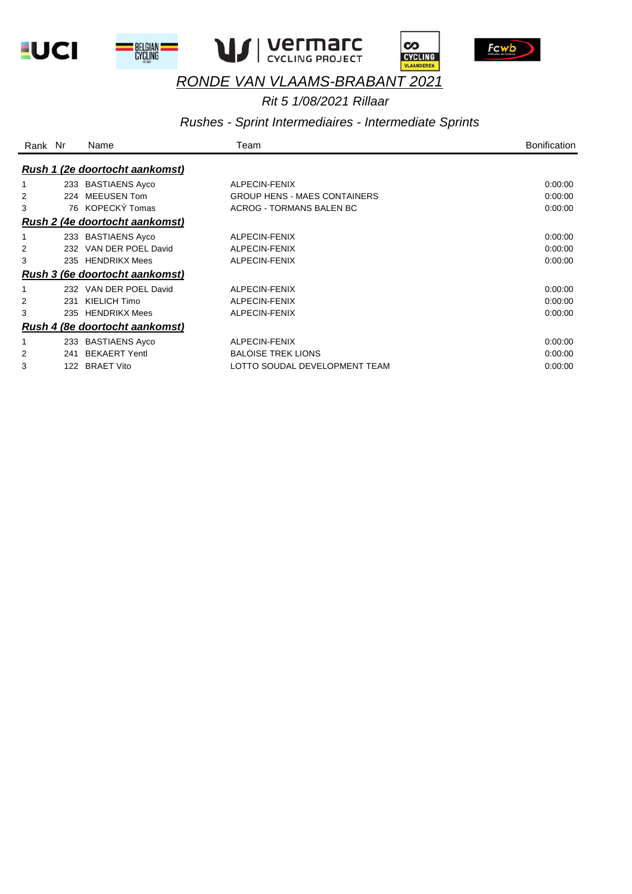# *RONDE VAN VLAAMS-BRABANT 2021*

*Rit 5 1/08/2021 Rillaar*

*Rushes - Sprint Intermediaires - Intermediate Sprints*

| Rank | Nr | Name | Team | Bonification |
|---|---|---|---|---|
| ***Rush 1 (2e doortocht aankomst)*** | | | | |
| 1 | 233 | BASTIAENS Ayco | ALPECIN-FENIX | 0:00:00 |
| 2 | 224 | MEEUSEN Tom | GROUP HENS - MAES CONTAINERS | 0:00:00 |
| 3 | 76 | KOPECKÝ Tomas | ACROG - TORMANS BALEN BC | 0:00:00 |
| ***Rush 2 (4e doortocht aankomst)*** | | | | |
| 1 | 233 | BASTIAENS Ayco | ALPECIN-FENIX | 0:00:00 |
| 2 | 232 | VAN DER POEL David | ALPECIN-FENIX | 0:00:00 |
| 3 | 235 | HENDRIKX Mees | ALPECIN-FENIX | 0:00:00 |
| ***Rush 3 (6e doortocht aankomst)*** | | | | |
| 1 | 232 | VAN DER POEL David | ALPECIN-FENIX | 0:00:00 |
| 2 | 231 | KIELICH Timo | ALPECIN-FENIX | 0:00:00 |
| 3 | 235 | HENDRIKX Mees | ALPECIN-FENIX | 0:00:00 |
| ***Rush 4 (8e doortocht aankomst)*** | | | | |
| 1 | 233 | BASTIAENS Ayco | ALPECIN-FENIX | 0:00:00 |
| 2 | 241 | BEKAERT Yentl | BALOISE TREK LIONS | 0:00:00 |
| 3 | 122 | BRAET Vito | LOTTO SOUDAL DEVELOPMENT TEAM | 0:00:00 |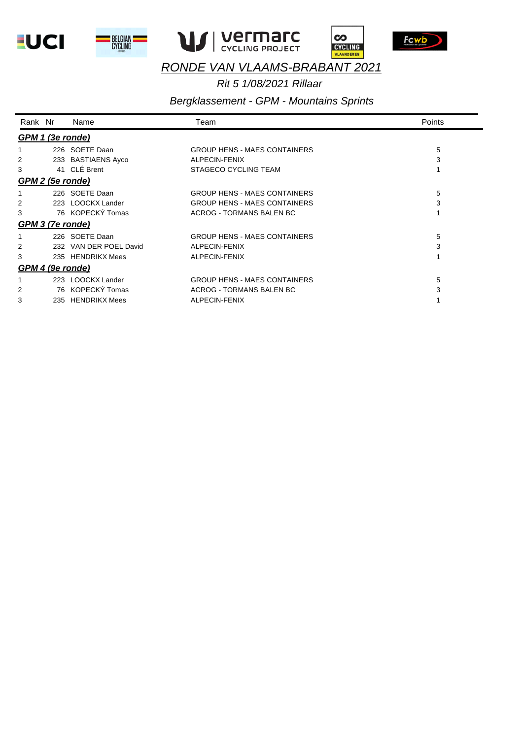# RONDE VAN VLAAMS-BRABANT 2021

*Rit 5 1/08/2021 Rillaar*

*Bergklassement - GPM - Mountains Sprints*

| Rank | Nr | Name | Team | Points |
|---|---|---|---|---|
| ***GPM 1 (3e ronde)*** | | | | |
| 1 | 226 | SOETE Daan | GROUP HENS - MAES CONTAINERS | 5 |
| 2 | 233 | BASTIAENS Ayco | ALPECIN-FENIX | 3 |
| 3 | 41 | CLÉ Brent | STAGECO CYCLING TEAM | 1 |
| ***GPM 2 (5e ronde)*** | | | | |
| 1 | 226 | SOETE Daan | GROUP HENS - MAES CONTAINERS | 5 |
| 2 | 223 | LOOCKX Lander | GROUP HENS - MAES CONTAINERS | 3 |
| 3 | 76 | KOPECKÝ Tomas | ACROG - TORMANS BALEN BC | 1 |
| ***GPM 3 (7e ronde)*** | | | | |
| 1 | 226 | SOETE Daan | GROUP HENS - MAES CONTAINERS | 5 |
| 2 | 232 | VAN DER POEL David | ALPECIN-FENIX | 3 |
| 3 | 235 | HENDRIKX Mees | ALPECIN-FENIX | 1 |
| ***GPM 4 (9e ronde)*** | | | | |
| 1 | 223 | LOOCKX Lander | GROUP HENS - MAES CONTAINERS | 5 |
| 2 | 76 | KOPECKÝ Tomas | ACROG - TORMANS BALEN BC | 3 |
| 3 | 235 | HENDRIKX Mees | ALPECIN-FENIX | 1 |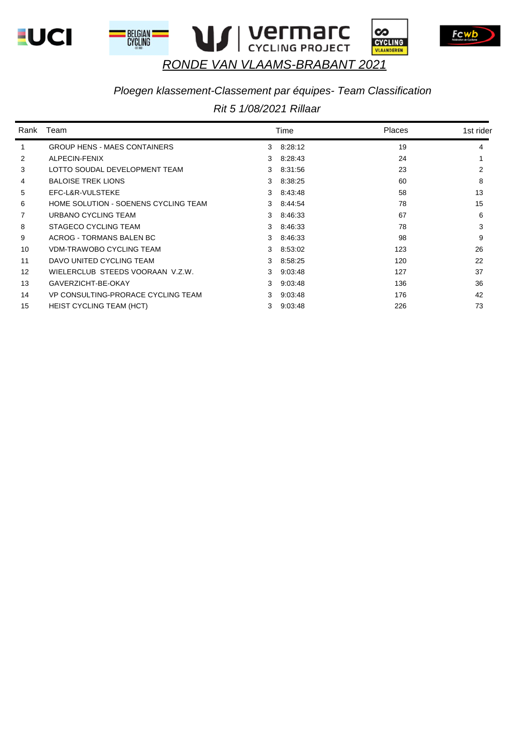# RONDE VAN VLAAMS-BRABANT 2021

*Ploegen klassement-Classement par équipes- Team Classification*

*Rit 5 1/08/2021 Rillaar*

| Rank | Team | Time | | Places | 1st rider |
|---|---|---|---|---|---|
| 1 | GROUP HENS - MAES CONTAINERS | 3 | 8:28:12 | 19 | 4 |
| 2 | ALPECIN-FENIX | 3 | 8:28:43 | 24 | 1 |
| 3 | LOTTO SOUDAL DEVELOPMENT TEAM | 3 | 8:31:56 | 23 | 2 |
| 4 | BALOISE TREK LIONS | 3 | 8:38:25 | 60 | 8 |
| 5 | EFC-L&R-VULSTEKE | 3 | 8:43:48 | 58 | 13 |
| 6 | HOME SOLUTION - SOENENS CYCLING TEAM | 3 | 8:44:54 | 78 | 15 |
| 7 | URBANO CYCLING TEAM | 3 | 8:46:33 | 67 | 6 |
| 8 | STAGECO CYCLING TEAM | 3 | 8:46:33 | 78 | 3 |
| 9 | ACROG - TORMANS BALEN BC | 3 | 8:46:33 | 98 | 9 |
| 10 | VDM-TRAWOBO CYCLING TEAM | 3 | 8:53:02 | 123 | 26 |
| 11 | DAVO UNITED CYCLING TEAM | 3 | 8:58:25 | 120 | 22 |
| 12 | WIELERCLUB STEEDS VOORAAN V.Z.W. | 3 | 9:03:48 | 127 | 37 |
| 13 | GAVERZICHT-BE-OKAY | 3 | 9:03:48 | 136 | 36 |
| 14 | VP CONSULTING-PRORACE CYCLING TEAM | 3 | 9:03:48 | 176 | 42 |
| 15 | HEIST CYCLING TEAM (HCT) | 3 | 9:03:48 | 226 | 73 |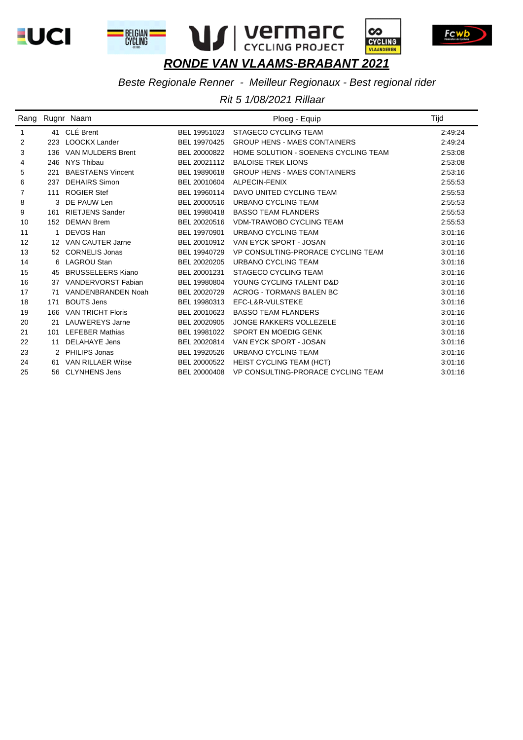# RONDE VAN VLAAMS-BRABANT 2021

*Beste Regionale Renner - Meilleur Regionaux - Best regional rider*

*Rit 5 1/08/2021 Rillaar*

| Rang | Rugnr | Naam | | Ploeg - Equip | Tijd |
|---|---|---|---|---|---|
| 1 | 41 | CLÉ Brent | BEL 19951023 | STAGECO CYCLING TEAM | 2:49:24 |
| 2 | 223 | LOOCKX Lander | BEL 19970425 | GROUP HENS - MAES CONTAINERS | 2:49:24 |
| 3 | 136 | VAN MULDERS Brent | BEL 20000822 | HOME SOLUTION - SOENENS CYCLING TEAM | 2:53:08 |
| 4 | 246 | NYS Thibau | BEL 20021112 | BALOISE TREK LIONS | 2:53:08 |
| 5 | 221 | BAESTAENS Vincent | BEL 19890618 | GROUP HENS - MAES CONTAINERS | 2:53:16 |
| 6 | 237 | DEHAIRS Simon | BEL 20010604 | ALPECIN-FENIX | 2:55:53 |
| 7 | 111 | ROGIER Stef | BEL 19960114 | DAVO UNITED CYCLING TEAM | 2:55:53 |
| 8 | 3 | DE PAUW Len | BEL 20000516 | URBANO CYCLING TEAM | 2:55:53 |
| 9 | 161 | RIETJENS Sander | BEL 19980418 | BASSO TEAM FLANDERS | 2:55:53 |
| 10 | 152 | DEMAN Brem | BEL 20020516 | VDM-TRAWOBO CYCLING TEAM | 2:55:53 |
| 11 | 1 | DEVOS Han | BEL 19970901 | URBANO CYCLING TEAM | 3:01:16 |
| 12 | 12 | VAN CAUTER Jarne | BEL 20010912 | VAN EYCK SPORT - JOSAN | 3:01:16 |
| 13 | 52 | CORNELIS Jonas | BEL 19940729 | VP CONSULTING-PRORACE CYCLING TEAM | 3:01:16 |
| 14 | 6 | LAGROU Stan | BEL 20020205 | URBANO CYCLING TEAM | 3:01:16 |
| 15 | 45 | BRUSSELEERS Kiano | BEL 20001231 | STAGECO CYCLING TEAM | 3:01:16 |
| 16 | 37 | VANDERVORST Fabian | BEL 19980804 | YOUNG CYCLING TALENT D&D | 3:01:16 |
| 17 | 71 | VANDENBRANDEN Noah | BEL 20020729 | ACROG - TORMANS BALEN BC | 3:01:16 |
| 18 | 171 | BOUTS Jens | BEL 19980313 | EFC-L&R-VULSTEKE | 3:01:16 |
| 19 | 166 | VAN TRICHT Floris | BEL 20010623 | BASSO TEAM FLANDERS | 3:01:16 |
| 20 | 21 | LAUWEREYS Jarne | BEL 20020905 | JONGE RAKKERS VOLLEZELE | 3:01:16 |
| 21 | 101 | LEFEBER Mathias | BEL 19981022 | SPORT EN MOEDIG GENK | 3:01:16 |
| 22 | 11 | DELAHAYE Jens | BEL 20020814 | VAN EYCK SPORT - JOSAN | 3:01:16 |
| 23 | 2 | PHILIPS Jonas | BEL 19920526 | URBANO CYCLING TEAM | 3:01:16 |
| 24 | 61 | VAN RILLAER Witse | BEL 20000522 | HEIST CYCLING TEAM (HCT) | 3:01:16 |
| 25 | 56 | CLYNHENS Jens | BEL 20000408 | VP CONSULTING-PRORACE CYCLING TEAM | 3:01:16 |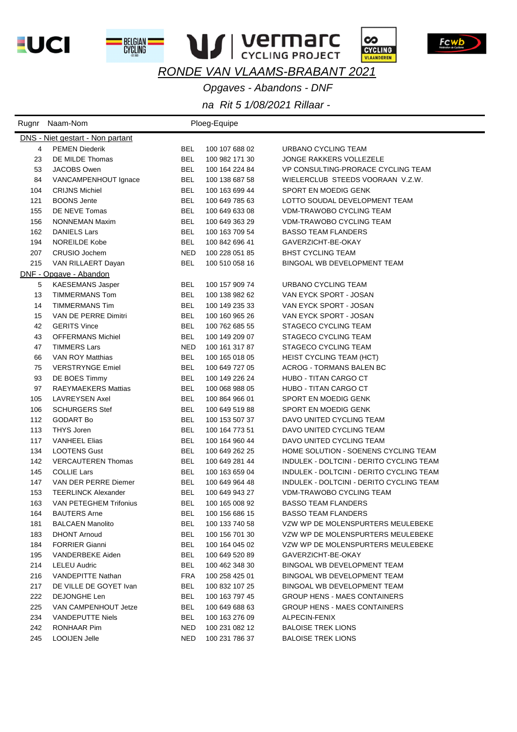# RONDE VAN VLAAMS-BRABANT 2021

*Opgaves - Abandons - DNF*

*na Rit 5 1/08/2021 Rillaar -*

| Rugnr | Naam-Nom | Ploeg-Equipe | | |
|---|---|---|---|---|
| **DNS - Niet gestart - Non partant** | | | | |
| 4 | PEMEN Diederik | BEL | 100 107 688 02 | URBANO CYCLING TEAM |
| 23 | DE MILDE Thomas | BEL | 100 982 171 30 | JONGE RAKKERS VOLLEZELE |
| 53 | JACOBS Owen | BEL | 100 164 224 84 | VP CONSULTING-PRORACE CYCLING TEAM |
| 84 | VANCAMPENHOUT Ignace | BEL | 100 138 687 58 | WIELERCLUB STEEDS VOORAAN V.Z.W. |
| 104 | CRIJNS Michiel | BEL | 100 163 699 44 | SPORT EN MOEDIG GENK |
| 121 | BOONS Jente | BEL | 100 649 785 63 | LOTTO SOUDAL DEVELOPMENT TEAM |
| 155 | DE NEVE Tomas | BEL | 100 649 633 08 | VDM-TRAWOBO CYCLING TEAM |
| 156 | NONNEMAN Maxim | BEL | 100 649 363 29 | VDM-TRAWOBO CYCLING TEAM |
| 162 | DANIELS Lars | BEL | 100 163 709 54 | BASSO TEAM FLANDERS |
| 194 | NOREILDE Kobe | BEL | 100 842 696 41 | GAVERZICHT-BE-OKAY |
| 207 | CRUSIO Jochem | NED | 100 228 051 85 | BHST CYCLING TEAM |
| 215 | VAN RILLAERT Dayan | BEL | 100 510 058 16 | BINGOAL WB DEVELOPMENT TEAM |
| **DNF - Opgave - Abandon** | | | | |
| 5 | KAESEMANS Jasper | BEL | 100 157 909 74 | URBANO CYCLING TEAM |
| 13 | TIMMERMANS Tom | BEL | 100 138 982 62 | VAN EYCK SPORT - JOSAN |
| 14 | TIMMERMANS Tim | BEL | 100 149 235 33 | VAN EYCK SPORT - JOSAN |
| 15 | VAN DE PERRE Dimitri | BEL | 100 160 965 26 | VAN EYCK SPORT - JOSAN |
| 42 | GERITS Vince | BEL | 100 762 685 55 | STAGECO CYCLING TEAM |
| 43 | OFFERMANS Michiel | BEL | 100 149 209 07 | STAGECO CYCLING TEAM |
| 47 | TIMMERS Lars | NED | 100 161 317 87 | STAGECO CYCLING TEAM |
| 66 | VAN ROY Matthias | BEL | 100 165 018 05 | HEIST CYCLING TEAM (HCT) |
| 75 | VERSTRYNGE Emiel | BEL | 100 649 727 05 | ACROG - TORMANS BALEN BC |
| 93 | DE BOES Timmy | BEL | 100 149 226 24 | HUBO - TITAN CARGO CT |
| 97 | RAEYMAEKERS Mattias | BEL | 100 068 988 05 | HUBO - TITAN CARGO CT |
| 105 | LAVREYSEN Axel | BEL | 100 864 966 01 | SPORT EN MOEDIG GENK |
| 106 | SCHURGERS Stef | BEL | 100 649 519 88 | SPORT EN MOEDIG GENK |
| 112 | GODART Bo | BEL | 100 153 507 37 | DAVO UNITED CYCLING TEAM |
| 113 | THYS Joren | BEL | 100 164 773 51 | DAVO UNITED CYCLING TEAM |
| 117 | VANHEEL Elias | BEL | 100 164 960 44 | DAVO UNITED CYCLING TEAM |
| 134 | LOOTENS Gust | BEL | 100 649 262 25 | HOME SOLUTION - SOENENS CYCLING TEAM |
| 142 | VERCAUTEREN Thomas | BEL | 100 649 281 44 | INDULEK - DOLTCINI - DERITO CYCLING TEAM |
| 145 | COLLIE Lars | BEL | 100 163 659 04 | INDULEK - DOLTCINI - DERITO CYCLING TEAM |
| 147 | VAN DER PERRE Diemer | BEL | 100 649 964 48 | INDULEK - DOLTCINI - DERITO CYCLING TEAM |
| 153 | TEERLINCK Alexander | BEL | 100 649 943 27 | VDM-TRAWOBO CYCLING TEAM |
| 163 | VAN PETEGHEM Trifonius | BEL | 100 165 008 92 | BASSO TEAM FLANDERS |
| 164 | BAUTERS Arne | BEL | 100 156 686 15 | BASSO TEAM FLANDERS |
| 181 | BALCAEN Manolito | BEL | 100 133 740 58 | VZW WP DE MOLENSPURTERS MEULEBEKE |
| 183 | DHONT Arnoud | BEL | 100 156 701 30 | VZW WP DE MOLENSPURTERS MEULEBEKE |
| 184 | FORRIER Gianni | BEL | 100 164 045 02 | VZW WP DE MOLENSPURTERS MEULEBEKE |
| 195 | VANDERBEKE Aiden | BEL | 100 649 520 89 | GAVERZICHT-BE-OKAY |
| 214 | LELEU Audric | BEL | 100 462 348 30 | BINGOAL WB DEVELOPMENT TEAM |
| 216 | VANDEPITTE Nathan | FRA | 100 258 425 01 | BINGOAL WB DEVELOPMENT TEAM |
| 217 | DE VILLE DE GOYET Ivan | BEL | 100 832 107 25 | BINGOAL WB DEVELOPMENT TEAM |
| 222 | DEJONGHE Len | BEL | 100 163 797 45 | GROUP HENS - MAES CONTAINERS |
| 225 | VAN CAMPENHOUT Jetze | BEL | 100 649 688 63 | GROUP HENS - MAES CONTAINERS |
| 234 | VANDEPUTTE Niels | BEL | 100 163 276 09 | ALPECIN-FENIX |
| 242 | RONHAAR Pim | NED | 100 231 082 12 | BALOISE TREK LIONS |
| 245 | LOOIJEN Jelle | NED | 100 231 786 37 | BALOISE TREK LIONS |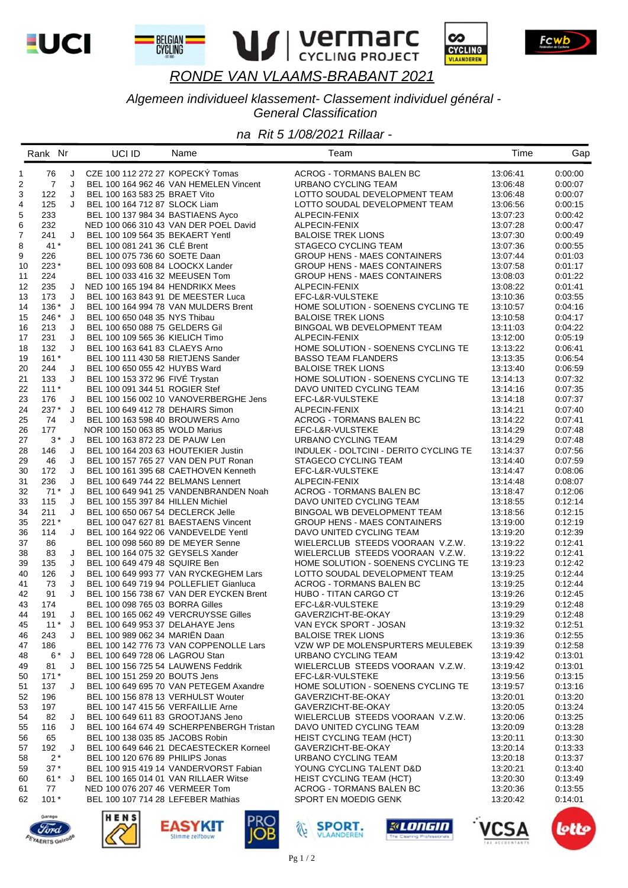# RONDE VAN VLAAMS-BRABANT 2021

*Algemeen individueel klassement- Classement individuel général - General Classification*

*na Rit 5 1/08/2021 Rillaar -*

| Rank | Nr | | UCI ID | Name | Team | Time | Gap |
|---|---|---|---|---|---|---|---|
| 1 | 76 | J | CZE 100 112 272 27 | KOPECKÝ Tomas | ACROG - TORMANS BALEN BC | 13:06:41 | 0:00:00 |
| 2 | 7 | J | BEL 100 164 962 46 | VAN HEMELEN Vincent | URBANO CYCLING TEAM | 13:06:48 | 0:00:07 |
| 3 | 122 | J | BEL 100 163 583 25 | BRAET Vito | LOTTO SOUDAL DEVELOPMENT TEAM | 13:06:48 | 0:00:07 |
| 4 | 125 | J | BEL 100 164 712 87 | SLOCK Liam | LOTTO SOUDAL DEVELOPMENT TEAM | 13:06:56 | 0:00:15 |
| 5 | 233 | | BEL 100 137 984 34 | BASTIAENS Ayco | ALPECIN-FENIX | 13:07:23 | 0:00:42 |
| 6 | 232 | | NED 100 066 310 43 | VAN DER POEL David | ALPECIN-FENIX | 13:07:28 | 0:00:47 |
| 7 | 241 | J | BEL 100 109 564 35 | BEKAERT Yentl | BALOISE TREK LIONS | 13:07:30 | 0:00:49 |
| 8 | 41 * | | BEL 100 081 241 36 | CLÉ Brent | STAGECO CYCLING TEAM | 13:07:36 | 0:00:55 |
| 9 | 226 | | BEL 100 075 736 60 | SOETE Daan | GROUP HENS - MAES CONTAINERS | 13:07:44 | 0:01:03 |
| 10 | 223 * | | BEL 100 093 608 84 | LOOCKX Lander | GROUP HENS - MAES CONTAINERS | 13:07:58 | 0:01:17 |
| 11 | 224 | | BEL 100 033 416 32 | MEEUSEN Tom | GROUP HENS - MAES CONTAINERS | 13:08:03 | 0:01:22 |
| 12 | 235 | J | NED 100 165 194 84 | HENDRIKX Mees | ALPECIN-FENIX | 13:08:22 | 0:01:41 |
| 13 | 173 | J | BEL 100 163 843 91 | DE MEESTER Luca | EFC-L&R-VULSTEKE | 13:10:36 | 0:03:55 |
| 14 | 136 * | J | BEL 100 164 994 78 | VAN MULDERS Brent | HOME SOLUTION - SOENENS CYCLING TE | 13:10:57 | 0:04:16 |
| 15 | 246 * | J | BEL 100 650 048 35 | NYS Thibau | BALOISE TREK LIONS | 13:10:58 | 0:04:17 |
| 16 | 213 | J | BEL 100 650 088 75 | GELDERS Gil | BINGOAL WB DEVELOPMENT TEAM | 13:11:03 | 0:04:22 |
| 17 | 231 | J | BEL 100 109 565 36 | KIELICH Timo | ALPECIN-FENIX | 13:12:00 | 0:05:19 |
| 18 | 132 | J | BEL 100 163 641 83 | CLAEYS Arno | HOME SOLUTION - SOENENS CYCLING TE | 13:13:22 | 0:06:41 |
| 19 | 161 * | | BEL 100 111 430 58 | RIETJENS Sander | BASSO TEAM FLANDERS | 13:13:35 | 0:06:54 |
| 20 | 244 | J | BEL 100 650 055 42 | HUYBS Ward | BALOISE TREK LIONS | 13:13:40 | 0:06:59 |
| 21 | 133 | J | BEL 100 153 372 96 | FIVÉ Trystan | HOME SOLUTION - SOENENS CYCLING TE | 13:14:13 | 0:07:32 |
| 22 | 111 * | | BEL 100 091 344 51 | ROGIER Stef | DAVO UNITED CYCLING TEAM | 13:14:16 | 0:07:35 |
| 23 | 176 | J | BEL 100 156 002 10 | VANOVERBERGHE Jens | EFC-L&R-VULSTEKE | 13:14:18 | 0:07:37 |
| 24 | 237 * | J | BEL 100 649 412 78 | DEHAIRS Simon | ALPECIN-FENIX | 13:14:21 | 0:07:40 |
| 25 | 74 | J | BEL 100 163 598 40 | BROUWERS Arno | ACROG - TORMANS BALEN BC | 13:14:22 | 0:07:41 |
| 26 | 177 | | NOR 100 150 063 85 | WOLD Marius | EFC-L&R-VULSTEKE | 13:14:29 | 0:07:48 |
| 27 | 3 * | J | BEL 100 163 872 23 | DE PAUW Len | URBANO CYCLING TEAM | 13:14:29 | 0:07:48 |
| 28 | 146 | J | BEL 100 164 203 63 | HOUTEKIER Justin | INDULEK - DOLTCINI - DERITO CYCLING TE | 13:14:37 | 0:07:56 |
| 29 | 46 | J | BEL 100 157 765 27 | VAN DEN PUT Ronan | STAGECO CYCLING TEAM | 13:14:40 | 0:07:59 |
| 30 | 172 | J | BEL 100 161 395 68 | CAETHOVEN Kenneth | EFC-L&R-VULSTEKE | 13:14:47 | 0:08:06 |
| 31 | 236 | J | BEL 100 649 744 22 | BELMANS Lennert | ALPECIN-FENIX | 13:14:48 | 0:08:07 |
| 32 | 71 * | J | BEL 100 649 941 25 | VANDENBRANDEN Noah | ACROG - TORMANS BALEN BC | 13:18:47 | 0:12:06 |
| 33 | 115 | J | BEL 100 155 397 84 | HILLEN Michiel | DAVO UNITED CYCLING TEAM | 13:18:55 | 0:12:14 |
| 34 | 211 | J | BEL 100 650 067 54 | DECLERCK Jelle | BINGOAL WB DEVELOPMENT TEAM | 13:18:56 | 0:12:15 |
| 35 | 221 * | | BEL 100 047 627 81 | BAESTAENS Vincent | GROUP HENS - MAES CONTAINERS | 13:19:00 | 0:12:19 |
| 36 | 114 | J | BEL 100 164 922 06 | VANDEVELDE Yentl | DAVO UNITED CYCLING TEAM | 13:19:20 | 0:12:39 |
| 37 | 86 | | BEL 100 098 560 89 | DE MEYER Senne | WIELERCLUB STEEDS VOORAAN V.Z.W. | 13:19:22 | 0:12:41 |
| 38 | 83 | J | BEL 100 164 075 32 | GEYSELS Xander | WIELERCLUB STEEDS VOORAAN V.Z.W. | 13:19:22 | 0:12:41 |
| 39 | 135 | J | BEL 100 649 479 48 | SQUIRE Ben | HOME SOLUTION - SOENENS CYCLING TE | 13:19:23 | 0:12:42 |
| 40 | 126 | J | BEL 100 649 993 77 | VAN RYCKEGHEM Lars | LOTTO SOUDAL DEVELOPMENT TEAM | 13:19:25 | 0:12:44 |
| 41 | 73 | J | BEL 100 649 719 94 | POLLEFLIET Gianluca | ACROG - TORMANS BALEN BC | 13:19:25 | 0:12:44 |
| 42 | 91 | J | BEL 100 156 738 67 | VAN DER EYCKEN Brent | HUBO - TITAN CARGO CT | 13:19:26 | 0:12:45 |
| 43 | 174 | | BEL 100 098 765 03 | BORRA Gilles | EFC-L&R-VULSTEKE | 13:19:29 | 0:12:48 |
| 44 | 191 | J | BEL 100 165 062 49 | VERCRUYSSE Gilles | GAVERZICHT-BE-OKAY | 13:19:29 | 0:12:48 |
| 45 | 11 * | J | BEL 100 649 953 37 | DELAHAYE Jens | VAN EYCK SPORT - JOSAN | 13:19:32 | 0:12:51 |
| 46 | 243 | J | BEL 100 989 062 34 | MARIËN Daan | BALOISE TREK LIONS | 13:19:36 | 0:12:55 |
| 47 | 186 | | BEL 100 142 776 73 | VAN COPPENOLLE Lars | VZW WP DE MOLENSPURTERS MEULEBEK | 13:19:39 | 0:12:58 |
| 48 | 6 * | J | BEL 100 649 728 06 | LAGROU Stan | URBANO CYCLING TEAM | 13:19:42 | 0:13:01 |
| 49 | 81 | J | BEL 100 156 725 54 | LAUWENS Feddrik | WIELERCLUB STEEDS VOORAAN V.Z.W. | 13:19:42 | 0:13:01 |
| 50 | 171 * | | BEL 100 151 259 20 | BOUTS Jens | EFC-L&R-VULSTEKE | 13:19:56 | 0:13:15 |
| 51 | 137 | J | BEL 100 649 695 70 | VAN PETEGEM Axandre | HOME SOLUTION - SOENENS CYCLING TE | 13:19:57 | 0:13:16 |
| 52 | 196 | | BEL 100 156 878 13 | VERHULST Wouter | GAVERZICHT-BE-OKAY | 13:20:01 | 0:13:20 |
| 53 | 197 | | BEL 100 147 415 56 | VERFAILLIE Arne | GAVERZICHT-BE-OKAY | 13:20:05 | 0:13:24 |
| 54 | 82 | J | BEL 100 649 611 83 | GROOTJANS Jeno | WIELERCLUB STEEDS VOORAAN V.Z.W. | 13:20:06 | 0:13:25 |
| 55 | 116 | J | BEL 100 164 674 49 | SCHERPENBERGH Tristan | DAVO UNITED CYCLING TEAM | 13:20:09 | 0:13:28 |
| 56 | 65 | | BEL 100 138 035 85 | JACOBS Robin | HEIST CYCLING TEAM (HCT) | 13:20:11 | 0:13:30 |
| 57 | 192 | J | BEL 100 649 646 21 | DECAESTECKER Korneel | GAVERZICHT-BE-OKAY | 13:20:14 | 0:13:33 |
| 58 | 2 * | | BEL 100 120 676 89 | PHILIPS Jonas | URBANO CYCLING TEAM | 13:20:18 | 0:13:37 |
| 59 | 37 * | | BEL 100 915 419 14 | VANDERVORST Fabian | YOUNG CYCLING TALENT D&D | 13:20:21 | 0:13:40 |
| 60 | 61 * | J | BEL 100 165 014 01 | VAN RILLAER Witse | HEIST CYCLING TEAM (HCT) | 13:20:30 | 0:13:49 |
| 61 | 77 | | NED 100 076 207 46 | VERMEER Tom | ACROG - TORMANS BALEN BC | 13:20:36 | 0:13:55 |
| 62 | 101 * | | BEL 100 107 714 28 | LEFEBER Mathias | SPORT EN MOEDIG GENK | 13:20:42 | 0:14:01 |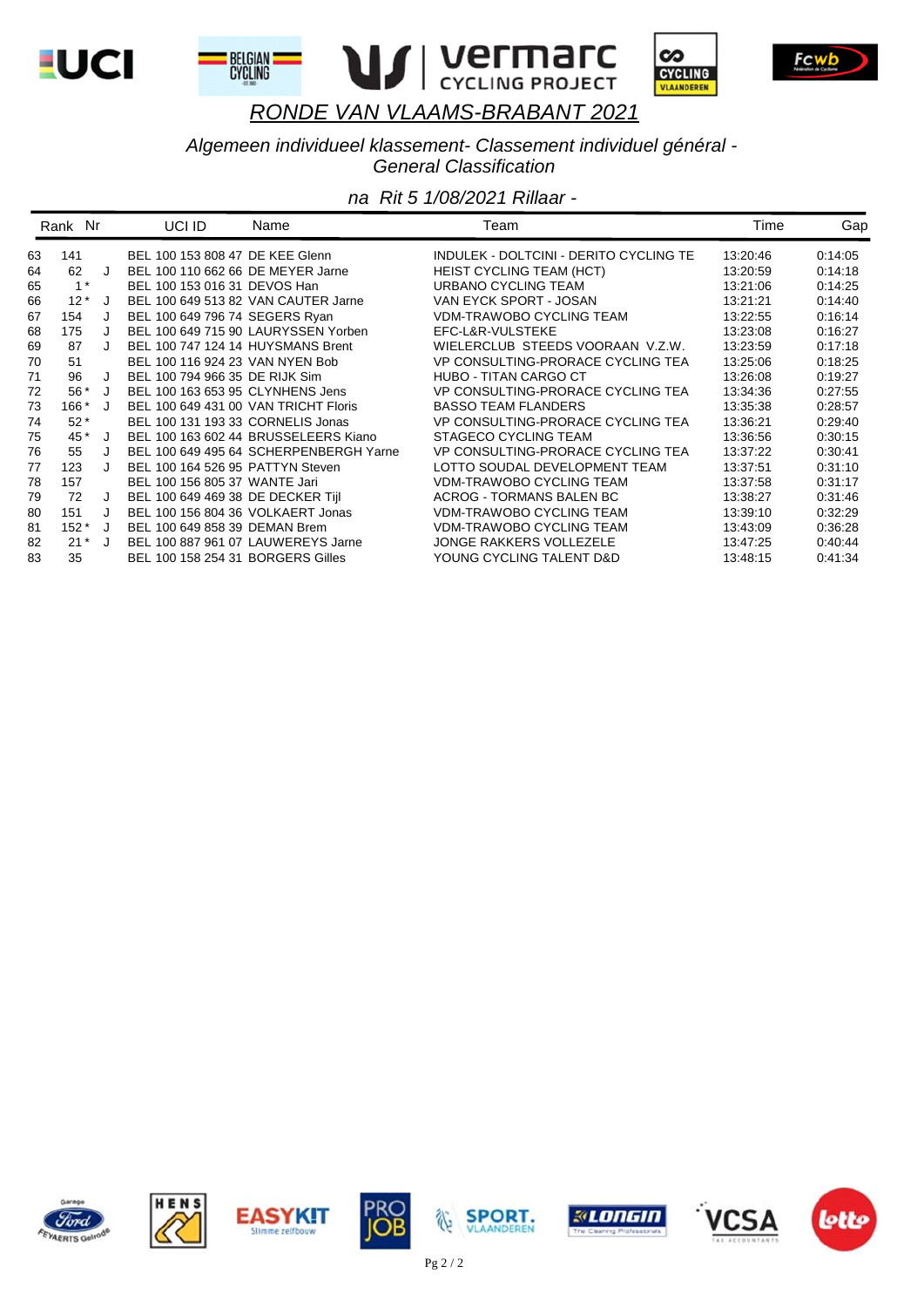# RONDE VAN VLAAMS-BRABANT 2021

*Algemeen individueel klassement- Classement individuel général - General Classification*

*na Rit 5 1/08/2021 Rillaar -*

| Rank | Nr | | UCI ID | Name | Team | Time | Gap |
|---|---|---|---|---|---|---|---|
| 63 | 141 | | BEL 100 153 808 47 | DE KEE Glenn | INDULEK - DOLTCINI - DERITO CYCLING TE | 13:20:46 | 0:14:05 |
| 64 | 62 | J | BEL 100 110 662 66 | DE MEYER Jarne | HEIST CYCLING TEAM (HCT) | 13:20:59 | 0:14:18 |
| 65 | 1 * | | BEL 100 153 016 31 | DEVOS Han | URBANO CYCLING TEAM | 13:21:06 | 0:14:25 |
| 66 | 12 * | J | BEL 100 649 513 82 | VAN CAUTER Jarne | VAN EYCK SPORT - JOSAN | 13:21:21 | 0:14:40 |
| 67 | 154 | J | BEL 100 649 796 74 | SEGERS Ryan | VDM-TRAWOBO CYCLING TEAM | 13:22:55 | 0:16:14 |
| 68 | 175 | J | BEL 100 649 715 90 | LAURYSSEN Yorben | EFC-L&R-VULSTEKE | 13:23:08 | 0:16:27 |
| 69 | 87 | J | BEL 100 747 124 14 | HUYSMANS Brent | WIELERCLUB STEEDS VOORAAN V.Z.W. | 13:23:59 | 0:17:18 |
| 70 | 51 | | BEL 100 116 924 23 | VAN NYEN Bob | VP CONSULTING-PRORACE CYCLING TEA | 13:25:06 | 0:18:25 |
| 71 | 96 | J | BEL 100 794 966 35 | DE RIJK Sim | HUBO - TITAN CARGO CT | 13:26:08 | 0:19:27 |
| 72 | 56 * | J | BEL 100 163 653 95 | CLYNHENS Jens | VP CONSULTING-PRORACE CYCLING TEA | 13:34:36 | 0:27:55 |
| 73 | 166 * | J | BEL 100 649 431 00 | VAN TRICHT Floris | BASSO TEAM FLANDERS | 13:35:38 | 0:28:57 |
| 74 | 52 * | | BEL 100 131 193 33 | CORNELIS Jonas | VP CONSULTING-PRORACE CYCLING TEA | 13:36:21 | 0:29:40 |
| 75 | 45 * | J | BEL 100 163 602 44 | BRUSSELEERS Kiano | STAGECO CYCLING TEAM | 13:36:56 | 0:30:15 |
| 76 | 55 | J | BEL 100 649 495 64 | SCHERPENBERGH Yarne | VP CONSULTING-PRORACE CYCLING TEA | 13:37:22 | 0:30:41 |
| 77 | 123 | J | BEL 100 164 526 95 | PATTYN Steven | LOTTO SOUDAL DEVELOPMENT TEAM | 13:37:51 | 0:31:10 |
| 78 | 157 | | BEL 100 156 805 37 | WANTE Jari | VDM-TRAWOBO CYCLING TEAM | 13:37:58 | 0:31:17 |
| 79 | 72 | J | BEL 100 649 469 38 | DE DECKER Tijl | ACROG - TORMANS BALEN BC | 13:38:27 | 0:31:46 |
| 80 | 151 | J | BEL 100 156 804 36 | VOLKAERT Jonas | VDM-TRAWOBO CYCLING TEAM | 13:39:10 | 0:32:29 |
| 81 | 152 * | J | BEL 100 649 858 39 | DEMAN Brem | VDM-TRAWOBO CYCLING TEAM | 13:43:09 | 0:36:28 |
| 82 | 21 * | J | BEL 100 887 961 07 | LAUWEREYS Jarne | JONGE RAKKERS VOLLEZELE | 13:47:25 | 0:40:44 |
| 83 | 35 | | BEL 100 158 254 31 | BORGERS Gilles | YOUNG CYCLING TALENT D&D | 13:48:15 | 0:41:34 |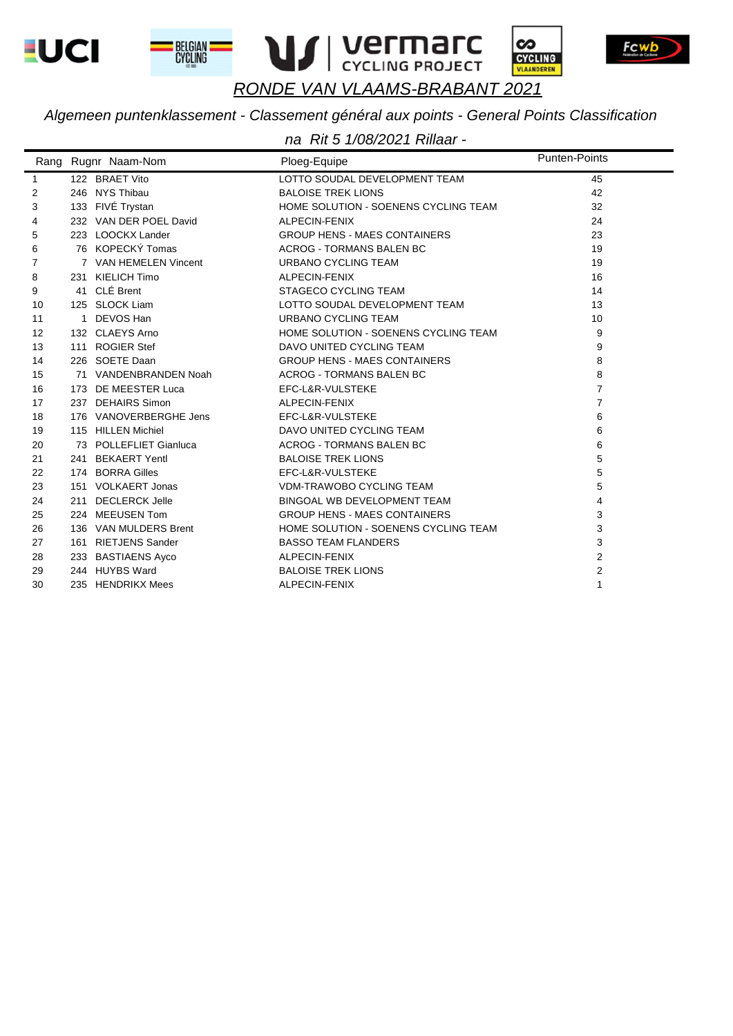# *RONDE VAN VLAAMS-BRABANT 2021*

*Algemeen puntenklassement - Classement général aux points - General Points Classification*

*na Rit 5 1/08/2021 Rillaar -*

| Rang | Rugnr | Naam-Nom | Ploeg-Equipe | Punten-Points |
|---|---|---|---|---|
| 1 | 122 | BRAET Vito | LOTTO SOUDAL DEVELOPMENT TEAM | 45 |
| 2 | 246 | NYS Thibau | BALOISE TREK LIONS | 42 |
| 3 | 133 | FIVÉ Trystan | HOME SOLUTION - SOENENS CYCLING TEAM | 32 |
| 4 | 232 | VAN DER POEL David | ALPECIN-FENIX | 24 |
| 5 | 223 | LOOCKX Lander | GROUP HENS - MAES CONTAINERS | 23 |
| 6 | 76 | KOPECKÝ Tomas | ACROG - TORMANS BALEN BC | 19 |
| 7 | 7 | VAN HEMELEN Vincent | URBANO CYCLING TEAM | 19 |
| 8 | 231 | KIELICH Timo | ALPECIN-FENIX | 16 |
| 9 | 41 | CLÉ Brent | STAGECO CYCLING TEAM | 14 |
| 10 | 125 | SLOCK Liam | LOTTO SOUDAL DEVELOPMENT TEAM | 13 |
| 11 | 1 | DEVOS Han | URBANO CYCLING TEAM | 10 |
| 12 | 132 | CLAEYS Arno | HOME SOLUTION - SOENENS CYCLING TEAM | 9 |
| 13 | 111 | ROGIER Stef | DAVO UNITED CYCLING TEAM | 9 |
| 14 | 226 | SOETE Daan | GROUP HENS - MAES CONTAINERS | 8 |
| 15 | 71 | VANDENBRANDEN Noah | ACROG - TORMANS BALEN BC | 8 |
| 16 | 173 | DE MEESTER Luca | EFC-L&R-VULSTEKE | 7 |
| 17 | 237 | DEHAIRS Simon | ALPECIN-FENIX | 7 |
| 18 | 176 | VANOVERBERGHE Jens | EFC-L&R-VULSTEKE | 6 |
| 19 | 115 | HILLEN Michiel | DAVO UNITED CYCLING TEAM | 6 |
| 20 | 73 | POLLEFLIET Gianluca | ACROG - TORMANS BALEN BC | 6 |
| 21 | 241 | BEKAERT Yentl | BALOISE TREK LIONS | 5 |
| 22 | 174 | BORRA Gilles | EFC-L&R-VULSTEKE | 5 |
| 23 | 151 | VOLKAERT Jonas | VDM-TRAWOBO CYCLING TEAM | 5 |
| 24 | 211 | DECLERCK Jelle | BINGOAL WB DEVELOPMENT TEAM | 4 |
| 25 | 224 | MEEUSEN Tom | GROUP HENS - MAES CONTAINERS | 3 |
| 26 | 136 | VAN MULDERS Brent | HOME SOLUTION - SOENENS CYCLING TEAM | 3 |
| 27 | 161 | RIETJENS Sander | BASSO TEAM FLANDERS | 3 |
| 28 | 233 | BASTIAENS Ayco | ALPECIN-FENIX | 2 |
| 29 | 244 | HUYBS Ward | BALOISE TREK LIONS | 2 |
| 30 | 235 | HENDRIKX Mees | ALPECIN-FENIX | 1 |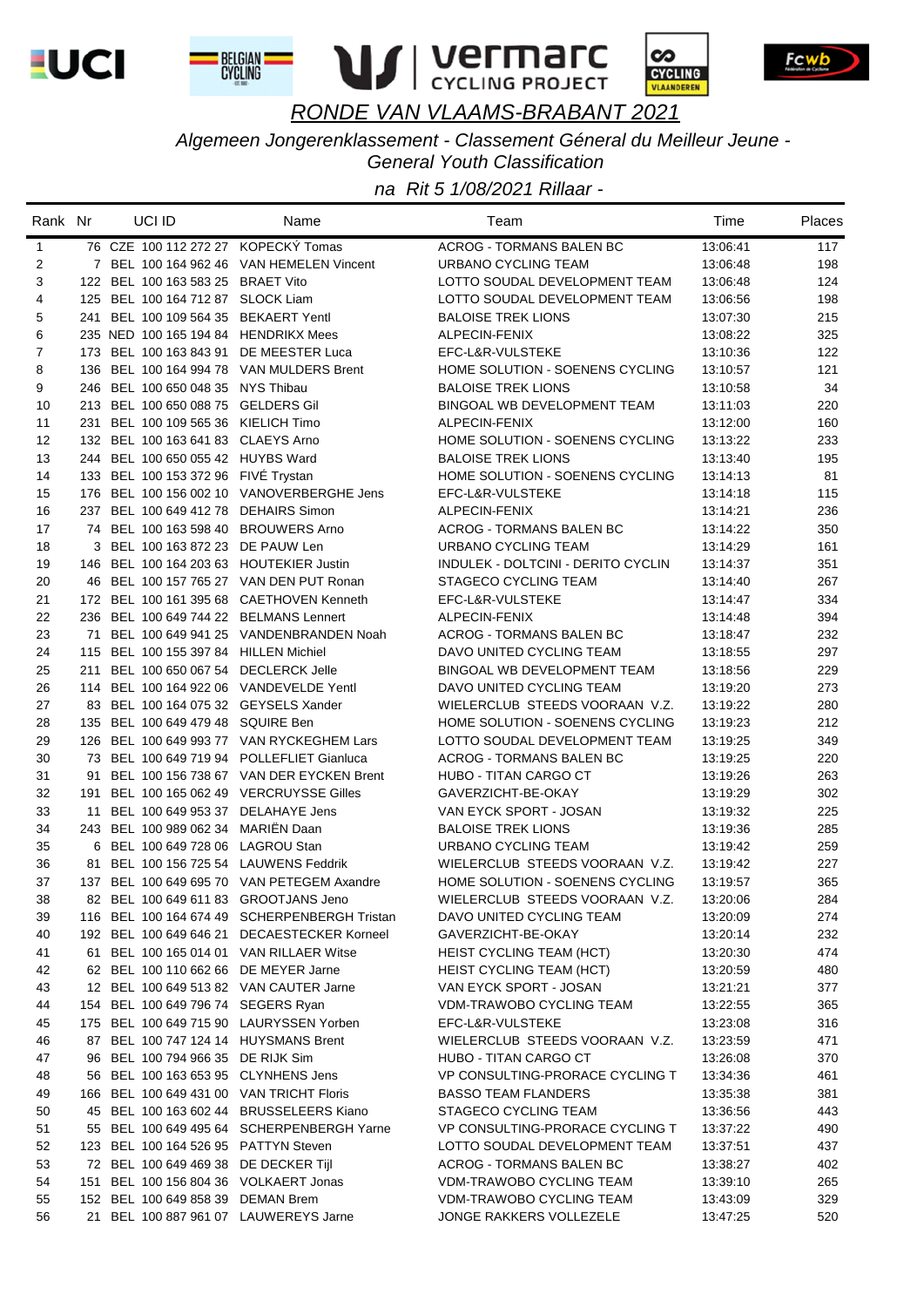# RONDE VAN VLAAMS-BRABANT 2021

*Algemeen Jongerenklassement - Classement Général du Meilleur Jeune - General Youth Classification*

*na Rit 5 1/08/2021 Rillaar -*

| Rank | Nr | UCI ID | Name | Team | Time | Places |
|---|---|---|---|---|---|---|
| 1 | 76 | CZE 100 112 272 27 | KOPECKÝ Tomas | ACROG - TORMANS BALEN BC | 13:06:41 | 117 |
| 2 | 7 | BEL 100 164 962 46 | VAN HEMELEN Vincent | URBANO CYCLING TEAM | 13:06:48 | 198 |
| 3 | 122 | BEL 100 163 583 25 | BRAET Vito | LOTTO SOUDAL DEVELOPMENT TEAM | 13:06:48 | 124 |
| 4 | 125 | BEL 100 164 712 87 | SLOCK Liam | LOTTO SOUDAL DEVELOPMENT TEAM | 13:06:56 | 198 |
| 5 | 241 | BEL 100 109 564 35 | BEKAERT Yentl | BALOISE TREK LIONS | 13:07:30 | 215 |
| 6 | 235 | NED 100 165 194 84 | HENDRIKX Mees | ALPECIN-FENIX | 13:08:22 | 325 |
| 7 | 173 | BEL 100 163 843 91 | DE MEESTER Luca | EFC-L&R-VULSTEKE | 13:10:36 | 122 |
| 8 | 136 | BEL 100 164 994 78 | VAN MULDERS Brent | HOME SOLUTION - SOENENS CYCLING | 13:10:57 | 121 |
| 9 | 246 | BEL 100 650 048 35 | NYS Thibau | BALOISE TREK LIONS | 13:10:58 | 34 |
| 10 | 213 | BEL 100 650 088 75 | GELDERS Gil | BINGOAL WB DEVELOPMENT TEAM | 13:11:03 | 220 |
| 11 | 231 | BEL 100 109 565 36 | KIELICH Timo | ALPECIN-FENIX | 13:12:00 | 160 |
| 12 | 132 | BEL 100 163 641 83 | CLAEYS Arno | HOME SOLUTION - SOENENS CYCLING | 13:13:22 | 233 |
| 13 | 244 | BEL 100 650 055 42 | HUYBS Ward | BALOISE TREK LIONS | 13:13:40 | 195 |
| 14 | 133 | BEL 100 153 372 96 | FIVÉ Trystan | HOME SOLUTION - SOENENS CYCLING | 13:14:13 | 81 |
| 15 | 176 | BEL 100 156 002 10 | VANOVERBERGHE Jens | EFC-L&R-VULSTEKE | 13:14:18 | 115 |
| 16 | 237 | BEL 100 649 412 78 | DEHAIRS Simon | ALPECIN-FENIX | 13:14:21 | 236 |
| 17 | 74 | BEL 100 163 598 40 | BROUWERS Arno | ACROG - TORMANS BALEN BC | 13:14:22 | 350 |
| 18 | 3 | BEL 100 163 872 23 | DE PAUW Len | URBANO CYCLING TEAM | 13:14:29 | 161 |
| 19 | 146 | BEL 100 164 203 63 | HOUTEKIER Justin | INDULEK - DOLTCINI - DERITO CYCLIN | 13:14:37 | 351 |
| 20 | 46 | BEL 100 157 765 27 | VAN DEN PUT Ronan | STAGECO CYCLING TEAM | 13:14:40 | 267 |
| 21 | 172 | BEL 100 161 395 68 | CAETHOVEN Kenneth | EFC-L&R-VULSTEKE | 13:14:47 | 334 |
| 22 | 236 | BEL 100 649 744 22 | BELMANS Lennert | ALPECIN-FENIX | 13:14:48 | 394 |
| 23 | 71 | BEL 100 649 941 25 | VANDENBRANDEN Noah | ACROG - TORMANS BALEN BC | 13:18:47 | 232 |
| 24 | 115 | BEL 100 155 397 84 | HILLEN Michiel | DAVO UNITED CYCLING TEAM | 13:18:55 | 297 |
| 25 | 211 | BEL 100 650 067 54 | DECLERCK Jelle | BINGOAL WB DEVELOPMENT TEAM | 13:18:56 | 229 |
| 26 | 114 | BEL 100 164 922 06 | VANDEVELDE Yentl | DAVO UNITED CYCLING TEAM | 13:19:20 | 273 |
| 27 | 83 | BEL 100 164 075 32 | GEYSELS Xander | WIELERCLUB STEEDS VOORAAN V.Z. | 13:19:22 | 280 |
| 28 | 135 | BEL 100 649 479 48 | SQUIRE Ben | HOME SOLUTION - SOENENS CYCLING | 13:19:23 | 212 |
| 29 | 126 | BEL 100 649 993 77 | VAN RYCKEGHEM Lars | LOTTO SOUDAL DEVELOPMENT TEAM | 13:19:25 | 349 |
| 30 | 73 | BEL 100 649 719 94 | POLLEFLIET Gianluca | ACROG - TORMANS BALEN BC | 13:19:25 | 220 |
| 31 | 91 | BEL 100 156 738 67 | VAN DER EYCKEN Brent | HUBO - TITAN CARGO CT | 13:19:26 | 263 |
| 32 | 191 | BEL 100 165 062 49 | VERCRUYSSE Gilles | GAVERZICHT-BE-OKAY | 13:19:29 | 302 |
| 33 | 11 | BEL 100 649 953 37 | DELAHAYE Jens | VAN EYCK SPORT - JOSAN | 13:19:32 | 225 |
| 34 | 243 | BEL 100 989 062 34 | MARIËN Daan | BALOISE TREK LIONS | 13:19:36 | 285 |
| 35 | 6 | BEL 100 649 728 06 | LAGROU Stan | URBANO CYCLING TEAM | 13:19:42 | 259 |
| 36 | 81 | BEL 100 156 725 54 | LAUWENS Feddrik | WIELERCLUB STEEDS VOORAAN V.Z. | 13:19:42 | 227 |
| 37 | 137 | BEL 100 649 695 70 | VAN PETEGEM Axandre | HOME SOLUTION - SOENENS CYCLING | 13:19:57 | 365 |
| 38 | 82 | BEL 100 649 611 83 | GROOTJANS Jeno | WIELERCLUB STEEDS VOORAAN V.Z. | 13:20:06 | 284 |
| 39 | 116 | BEL 100 164 674 49 | SCHERPENBERGH Tristan | DAVO UNITED CYCLING TEAM | 13:20:09 | 274 |
| 40 | 192 | BEL 100 649 646 21 | DECAESTECKER Korneel | GAVERZICHT-BE-OKAY | 13:20:14 | 232 |
| 41 | 61 | BEL 100 165 014 01 | VAN RILLAER Witse | HEIST CYCLING TEAM (HCT) | 13:20:30 | 474 |
| 42 | 62 | BEL 100 110 662 66 | DE MEYER Jarne | HEIST CYCLING TEAM (HCT) | 13:20:59 | 480 |
| 43 | 12 | BEL 100 649 513 82 | VAN CAUTER Jarne | VAN EYCK SPORT - JOSAN | 13:21:21 | 377 |
| 44 | 154 | BEL 100 649 796 74 | SEGERS Ryan | VDM-TRAWOBO CYCLING TEAM | 13:22:55 | 365 |
| 45 | 175 | BEL 100 649 715 90 | LAURYSSEN Yorben | EFC-L&R-VULSTEKE | 13:23:08 | 316 |
| 46 | 87 | BEL 100 747 124 14 | HUYSMANS Brent | WIELERCLUB STEEDS VOORAAN V.Z. | 13:23:59 | 471 |
| 47 | 96 | BEL 100 794 966 35 | DE RIJK Sim | HUBO - TITAN CARGO CT | 13:26:08 | 370 |
| 48 | 56 | BEL 100 163 653 95 | CLYNHENS Jens | VP CONSULTING-PRORACE CYCLING T | 13:34:36 | 461 |
| 49 | 166 | BEL 100 649 431 00 | VAN TRICHT Floris | BASSO TEAM FLANDERS | 13:35:38 | 381 |
| 50 | 45 | BEL 100 163 602 44 | BRUSSELEERS Kiano | STAGECO CYCLING TEAM | 13:36:56 | 443 |
| 51 | 55 | BEL 100 649 495 64 | SCHERPENBERGH Yarne | VP CONSULTING-PRORACE CYCLING T | 13:37:22 | 490 |
| 52 | 123 | BEL 100 164 526 95 | PATTYN Steven | LOTTO SOUDAL DEVELOPMENT TEAM | 13:37:51 | 437 |
| 53 | 72 | BEL 100 649 469 38 | DE DECKER Tijl | ACROG - TORMANS BALEN BC | 13:38:27 | 402 |
| 54 | 151 | BEL 100 156 804 36 | VOLKAERT Jonas | VDM-TRAWOBO CYCLING TEAM | 13:39:10 | 265 |
| 55 | 152 | BEL 100 649 858 39 | DEMAN Brem | VDM-TRAWOBO CYCLING TEAM | 13:43:09 | 329 |
| 56 | 21 | BEL 100 887 961 07 | LAUWEREYS Jarne | JONGE RAKKERS VOLLEZELE | 13:47:25 | 520 |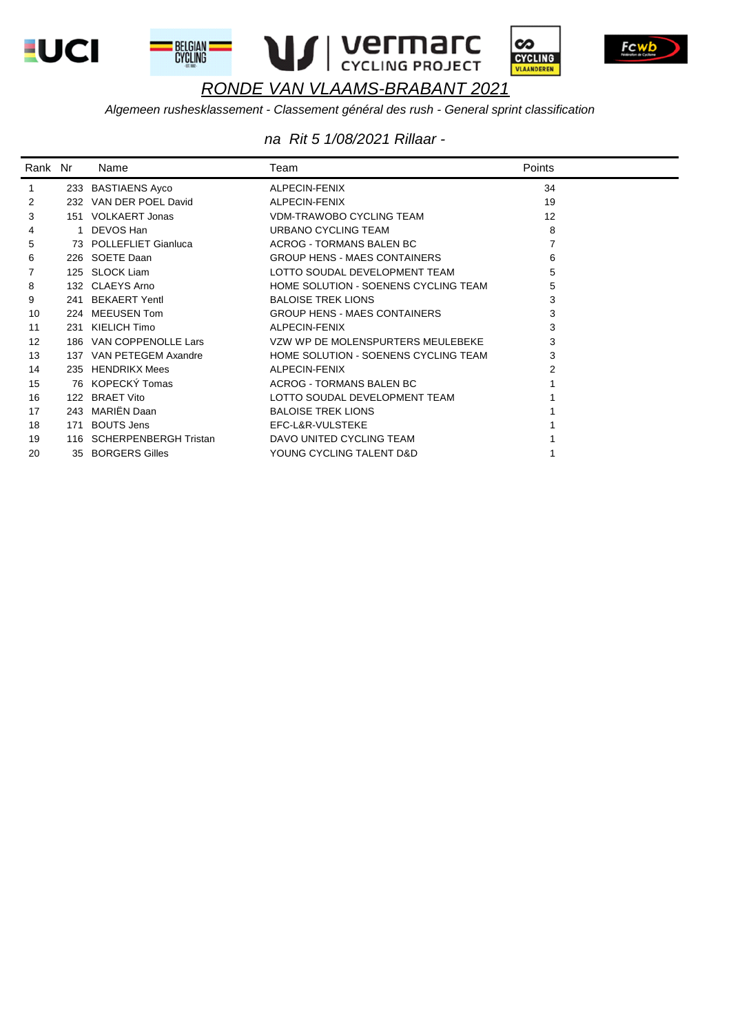# RONDE VAN VLAAMS-BRABANT 2021

*Algemeen rushesklassement - Classement général des rush - General sprint classification*

*na Rit 5 1/08/2021 Rillaar -*

| Rank | Nr | Name | Team | Points |
|---|---|---|---|---|
| 1 | 233 | BASTIAENS Ayco | ALPECIN-FENIX | 34 |
| 2 | 232 | VAN DER POEL David | ALPECIN-FENIX | 19 |
| 3 | 151 | VOLKAERT Jonas | VDM-TRAWOBO CYCLING TEAM | 12 |
| 4 | 1 | DEVOS Han | URBANO CYCLING TEAM | 8 |
| 5 | 73 | POLLEFLIET Gianluca | ACROG - TORMANS BALEN BC | 7 |
| 6 | 226 | SOETE Daan | GROUP HENS - MAES CONTAINERS | 6 |
| 7 | 125 | SLOCK Liam | LOTTO SOUDAL DEVELOPMENT TEAM | 5 |
| 8 | 132 | CLAEYS Arno | HOME SOLUTION - SOENENS CYCLING TEAM | 5 |
| 9 | 241 | BEKAERT Yentl | BALOISE TREK LIONS | 3 |
| 10 | 224 | MEEUSEN Tom | GROUP HENS - MAES CONTAINERS | 3 |
| 11 | 231 | KIELICH Timo | ALPECIN-FENIX | 3 |
| 12 | 186 | VAN COPPENOLLE Lars | VZW WP DE MOLENSPURTERS MEULEBEKE | 3 |
| 13 | 137 | VAN PETEGEM Axandre | HOME SOLUTION - SOENENS CYCLING TEAM | 3 |
| 14 | 235 | HENDRIKX Mees | ALPECIN-FENIX | 2 |
| 15 | 76 | KOPECKÝ Tomas | ACROG - TORMANS BALEN BC | 1 |
| 16 | 122 | BRAET Vito | LOTTO SOUDAL DEVELOPMENT TEAM | 1 |
| 17 | 243 | MARIËN Daan | BALOISE TREK LIONS | 1 |
| 18 | 171 | BOUTS Jens | EFC-L&R-VULSTEKE | 1 |
| 19 | 116 | SCHERPENBERGH Tristan | DAVO UNITED CYCLING TEAM | 1 |
| 20 | 35 | BORGERS Gilles | YOUNG CYCLING TALENT D&D | 1 |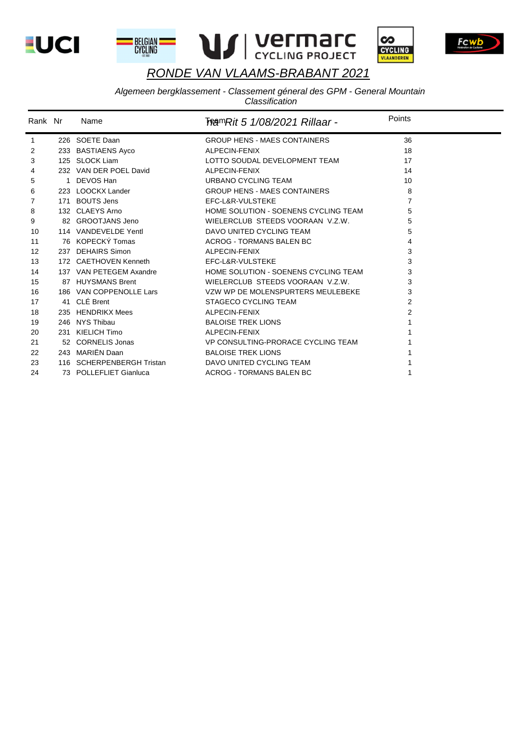# RONDE VAN VLAAMS-BRABANT 2021

*Algemeen bergklassement - Classement géneral des GPM - General Mountain Classification*

*Rit 5 1/08/2021 Rillaar -*

| Rank | Nr | Name | Team | Points |
|---|---|---|---|---|
| 1 | 226 | SOETE Daan | GROUP HENS - MAES CONTAINERS | 36 |
| 2 | 233 | BASTIAENS Ayco | ALPECIN-FENIX | 18 |
| 3 | 125 | SLOCK Liam | LOTTO SOUDAL DEVELOPMENT TEAM | 17 |
| 4 | 232 | VAN DER POEL David | ALPECIN-FENIX | 14 |
| 5 | 1 | DEVOS Han | URBANO CYCLING TEAM | 10 |
| 6 | 223 | LOOCKX Lander | GROUP HENS - MAES CONTAINERS | 8 |
| 7 | 171 | BOUTS Jens | EFC-L&R-VULSTEKE | 7 |
| 8 | 132 | CLAEYS Arno | HOME SOLUTION - SOENENS CYCLING TEAM | 5 |
| 9 | 82 | GROOTJANS Jeno | WIELERCLUB STEEDS VOORAAN V.Z.W. | 5 |
| 10 | 114 | VANDEVELDE Yentl | DAVO UNITED CYCLING TEAM | 5 |
| 11 | 76 | KOPECKÝ Tomas | ACROG - TORMANS BALEN BC | 4 |
| 12 | 237 | DEHAIRS Simon | ALPECIN-FENIX | 3 |
| 13 | 172 | CAETHOVEN Kenneth | EFC-L&R-VULSTEKE | 3 |
| 14 | 137 | VAN PETEGEM Axandre | HOME SOLUTION - SOENENS CYCLING TEAM | 3 |
| 15 | 87 | HUYSMANS Brent | WIELERCLUB STEEDS VOORAAN V.Z.W. | 3 |
| 16 | 186 | VAN COPPENOLLE Lars | VZW WP DE MOLENSPURTERS MEULEBEKE | 3 |
| 17 | 41 | CLÉ Brent | STAGECO CYCLING TEAM | 2 |
| 18 | 235 | HENDRIKX Mees | ALPECIN-FENIX | 2 |
| 19 | 246 | NYS Thibau | BALOISE TREK LIONS | 1 |
| 20 | 231 | KIELICH Timo | ALPECIN-FENIX | 1 |
| 21 | 52 | CORNELIS Jonas | VP CONSULTING-PRORACE CYCLING TEAM | 1 |
| 22 | 243 | MARIËN Daan | BALOISE TREK LIONS | 1 |
| 23 | 116 | SCHERPENBERGH Tristan | DAVO UNITED CYCLING TEAM | 1 |
| 24 | 73 | POLLEFLIET Gianluca | ACROG - TORMANS BALEN BC | 1 |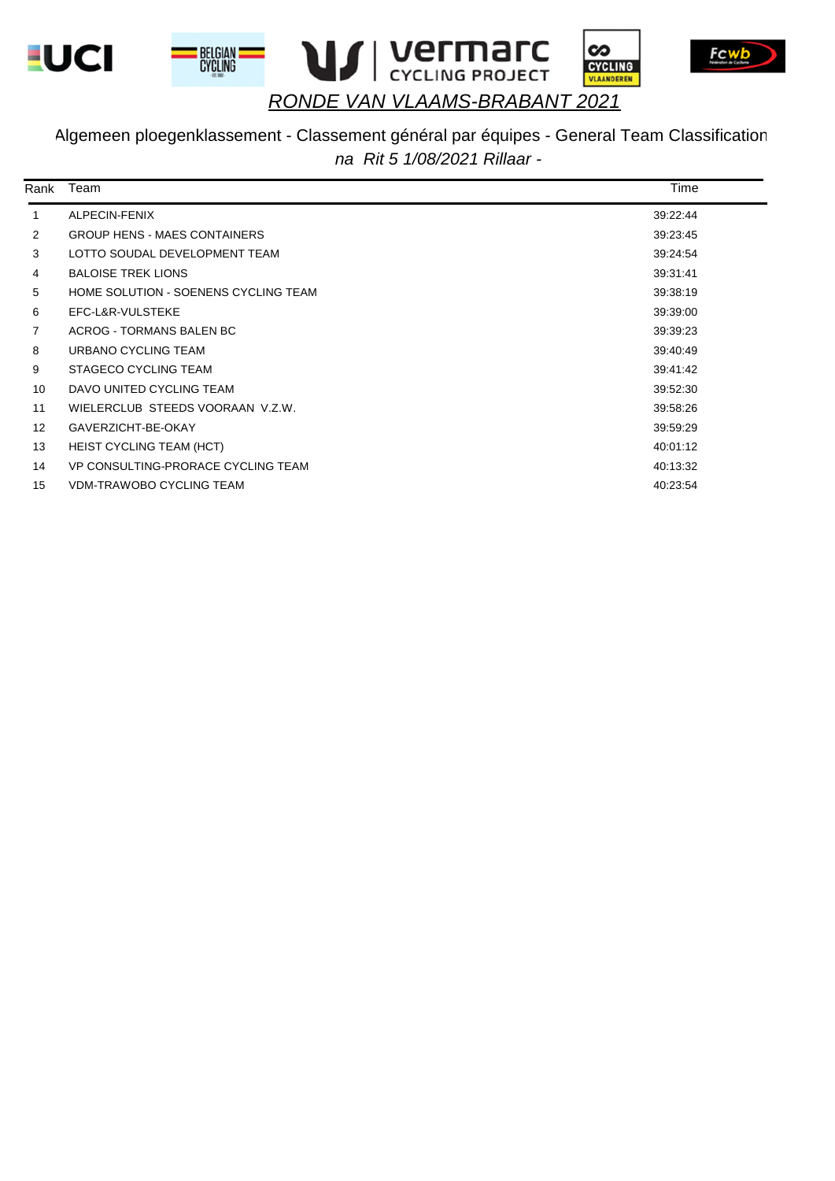# *RONDE VAN VLAAMS-BRABANT 2021*

## Algemeen ploegenklassement - Classement général par équipes - General Team Classification

*na Rit 5 1/08/2021 Rillaar -*

| Rank | Team | Time |
|---|---|---|
| 1 | ALPECIN-FENIX | 39:22:44 |
| 2 | GROUP HENS - MAES CONTAINERS | 39:23:45 |
| 3 | LOTTO SOUDAL DEVELOPMENT TEAM | 39:24:54 |
| 4 | BALOISE TREK LIONS | 39:31:41 |
| 5 | HOME SOLUTION - SOENENS CYCLING TEAM | 39:38:19 |
| 6 | EFC-L&R-VULSTEKE | 39:39:00 |
| 7 | ACROG - TORMANS BALEN BC | 39:39:23 |
| 8 | URBANO CYCLING TEAM | 39:40:49 |
| 9 | STAGECO CYCLING TEAM | 39:41:42 |
| 10 | DAVO UNITED CYCLING TEAM | 39:52:30 |
| 11 | WIELERCLUB STEEDS VOORAAN V.Z.W. | 39:58:26 |
| 12 | GAVERZICHT-BE-OKAY | 39:59:29 |
| 13 | HEIST CYCLING TEAM (HCT) | 40:01:12 |
| 14 | VP CONSULTING-PRORACE CYCLING TEAM | 40:13:32 |
| 15 | VDM-TRAWOBO CYCLING TEAM | 40:23:54 |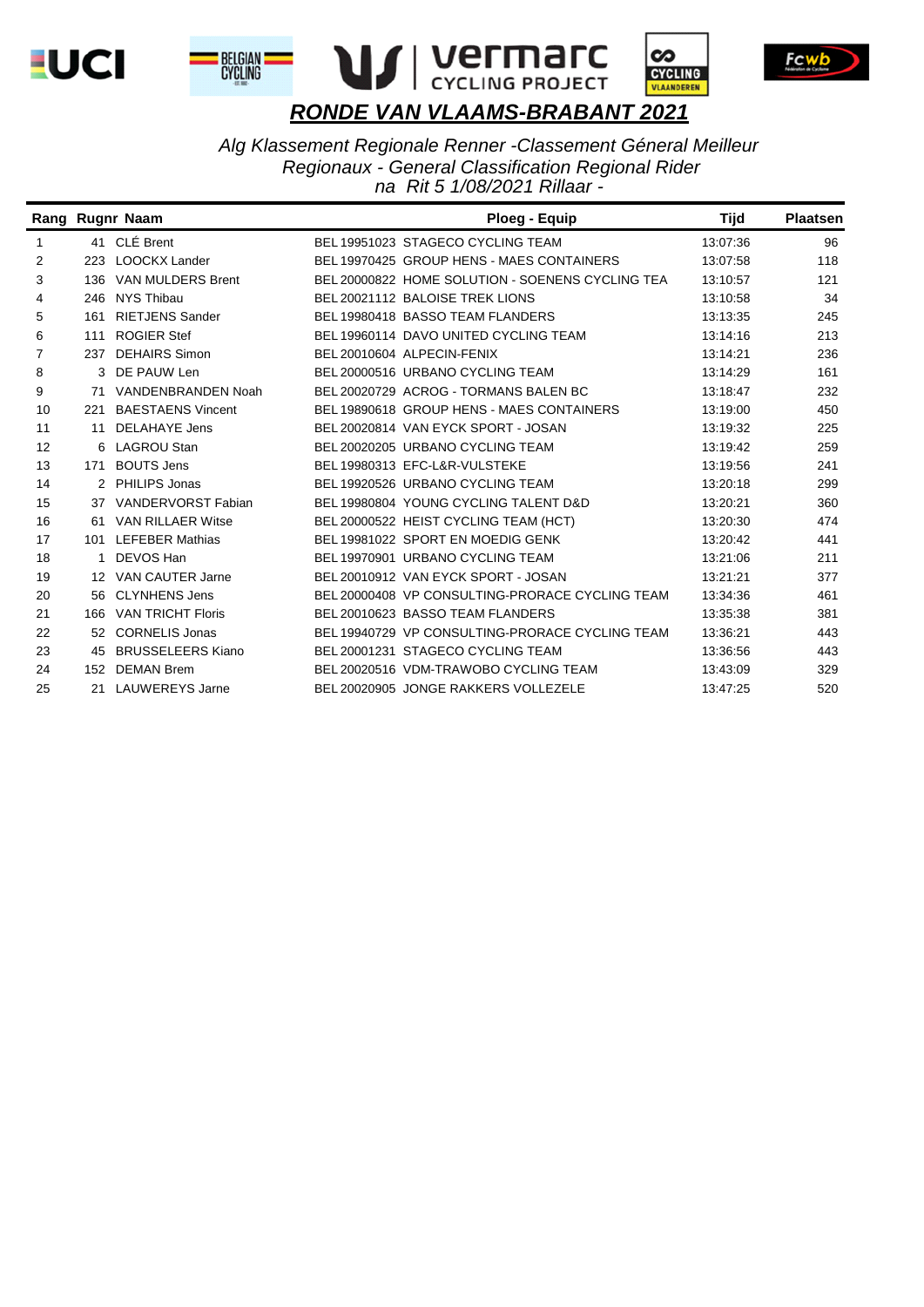# *RONDE VAN VLAAMS-BRABANT 2021*

*Alg Klassement Regionale Renner -Classement Géneral Meilleur Regionaux - General Classification Regional Rider na Rit 5 1/08/2021 Rillaar -*

| Rang | Rugnr | Naam | Ploeg - Equip | Tijd | Plaatsen |
|---|---|---|---|---|---|
| 1 | 41 | CLÉ Brent | BEL 19951023 STAGECO CYCLING TEAM | 13:07:36 | 96 |
| 2 | 223 | LOOCKX Lander | BEL 19970425 GROUP HENS - MAES CONTAINERS | 13:07:58 | 118 |
| 3 | 136 | VAN MULDERS Brent | BEL 20000822 HOME SOLUTION - SOENENS CYCLING TEA | 13:10:57 | 121 |
| 4 | 246 | NYS Thibau | BEL 20021112 BALOISE TREK LIONS | 13:10:58 | 34 |
| 5 | 161 | RIETJENS Sander | BEL 19980418 BASSO TEAM FLANDERS | 13:13:35 | 245 |
| 6 | 111 | ROGIER Stef | BEL 19960114 DAVO UNITED CYCLING TEAM | 13:14:16 | 213 |
| 7 | 237 | DEHAIRS Simon | BEL 20010604 ALPECIN-FENIX | 13:14:21 | 236 |
| 8 | 3 | DE PAUW Len | BEL 20000516 URBANO CYCLING TEAM | 13:14:29 | 161 |
| 9 | 71 | VANDENBRANDEN Noah | BEL 20020729 ACROG - TORMANS BALEN BC | 13:18:47 | 232 |
| 10 | 221 | BAESTAENS Vincent | BEL 19890618 GROUP HENS - MAES CONTAINERS | 13:19:00 | 450 |
| 11 | 11 | DELAHAYE Jens | BEL 20020814 VAN EYCK SPORT - JOSAN | 13:19:32 | 225 |
| 12 | 6 | LAGROU Stan | BEL 20020205 URBANO CYCLING TEAM | 13:19:42 | 259 |
| 13 | 171 | BOUTS Jens | BEL 19980313 EFC-L&R-VULSTEKE | 13:19:56 | 241 |
| 14 | 2 | PHILIPS Jonas | BEL 19920526 URBANO CYCLING TEAM | 13:20:18 | 299 |
| 15 | 37 | VANDERVORST Fabian | BEL 19980804 YOUNG CYCLING TALENT D&D | 13:20:21 | 360 |
| 16 | 61 | VAN RILLAER Witse | BEL 20000522 HEIST CYCLING TEAM (HCT) | 13:20:30 | 474 |
| 17 | 101 | LEFEBER Mathias | BEL 19981022 SPORT EN MOEDIG GENK | 13:20:42 | 441 |
| 18 | 1 | DEVOS Han | BEL 19970901 URBANO CYCLING TEAM | 13:21:06 | 211 |
| 19 | 12 | VAN CAUTER Jarne | BEL 20010912 VAN EYCK SPORT - JOSAN | 13:21:21 | 377 |
| 20 | 56 | CLYNHENS Jens | BEL 20000408 VP CONSULTING-PRORACE CYCLING TEAM | 13:34:36 | 461 |
| 21 | 166 | VAN TRICHT Floris | BEL 20010623 BASSO TEAM FLANDERS | 13:35:38 | 381 |
| 22 | 52 | CORNELIS Jonas | BEL 19940729 VP CONSULTING-PRORACE CYCLING TEAM | 13:36:21 | 443 |
| 23 | 45 | BRUSSELEERS Kiano | BEL 20001231 STAGECO CYCLING TEAM | 13:36:56 | 443 |
| 24 | 152 | DEMAN Brem | BEL 20020516 VDM-TRAWOBO CYCLING TEAM | 13:43:09 | 329 |
| 25 | 21 | LAUWEREYS Jarne | BEL 20020905 JONGE RAKKERS VOLLEZELE | 13:47:25 | 520 |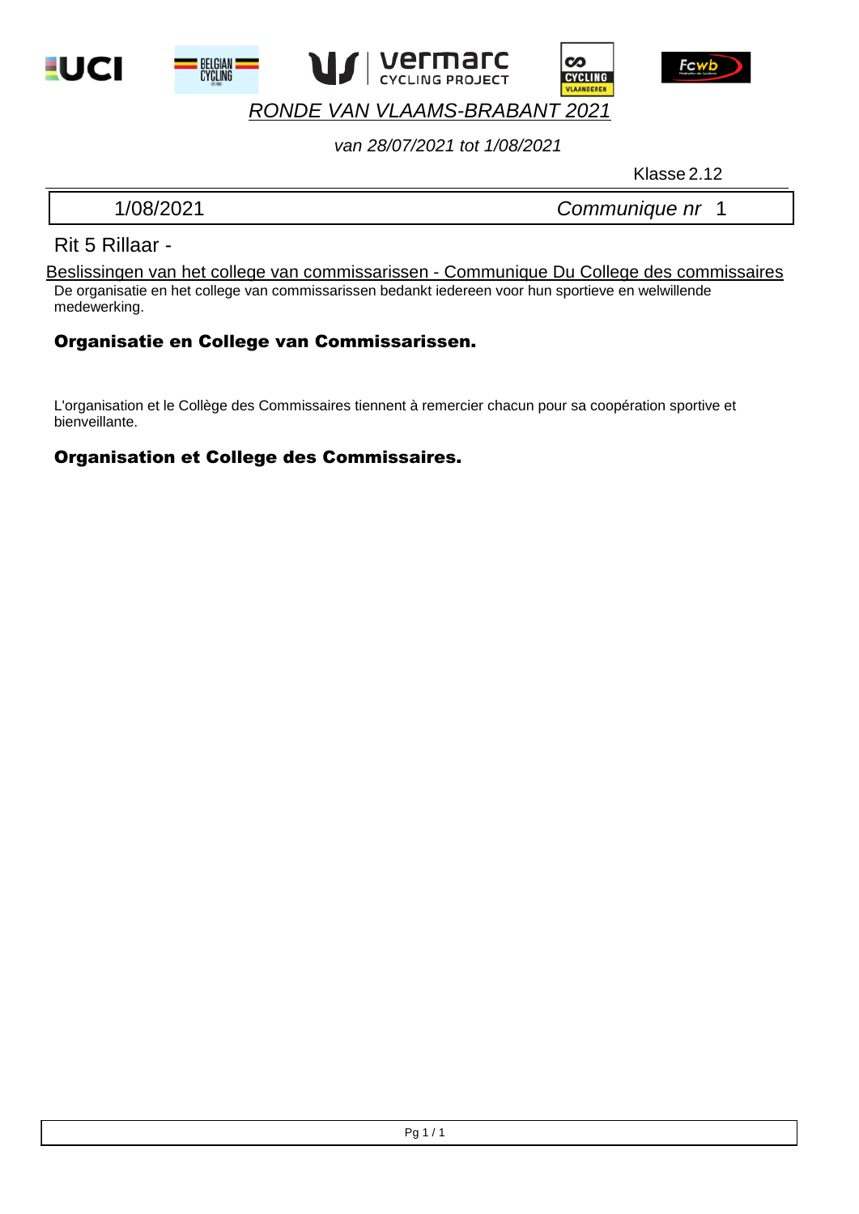# *RONDE VAN VLAAMS-BRABANT 2021*

*van 28/07/2021 tot 1/08/2021*

Klasse 2.12

| 1/08/2021 | *Communique nr* 1 |
|---|---|

## Rit 5 Rillaar -

Beslissingen van het college van commissarissen - Communique Du College des commissaires

De organisatie en het college van commissarissen bedankt iedereen voor hun sportieve en welwillende medewerking.

**Organisatie en College van Commissarissen.**

L'organisation et le Collège des Commissaires tiennent à remercier chacun pour sa coopération sportive et bienveillante.

**Organisation et College des Commissaires.**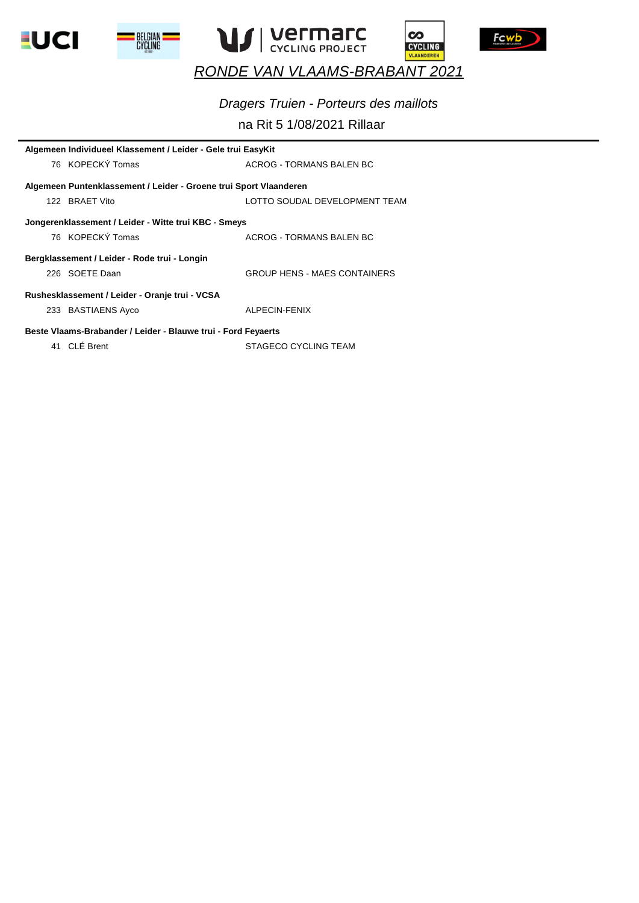# RONDE VAN VLAAMS-BRABANT 2021

*Dragers Truien - Porteurs des maillots*

na Rit 5 1/08/2021 Rillaar

**Algemeen Individueel Klassement / Leider - Gele trui EasyKit**

| | | |
|---|---|---|
| 76 | KOPECKÝ Tomas | ACROG - TORMANS BALEN BC |

**Algemeen Puntenklassement / Leider - Groene trui Sport Vlaanderen**

| | | |
|---|---|---|
| 122 | BRAET Vito | LOTTO SOUDAL DEVELOPMENT TEAM |

**Jongerenklassement / Leider - Witte trui KBC - Smeys**

| | | |
|---|---|---|
| 76 | KOPECKÝ Tomas | ACROG - TORMANS BALEN BC |

**Bergklassement / Leider - Rode trui - Longin**

| | | |
|---|---|---|
| 226 | SOETE Daan | GROUP HENS - MAES CONTAINERS |

**Rushesklassement / Leider - Oranje trui - VCSA**

| | | |
|---|---|---|
| 233 | BASTIAENS Ayco | ALPECIN-FENIX |

**Beste Vlaams-Brabander / Leider - Blauwe trui - Ford Feyaerts**

| | | |
|---|---|---|
| 41 | CLÉ Brent | STAGECO CYCLING TEAM |